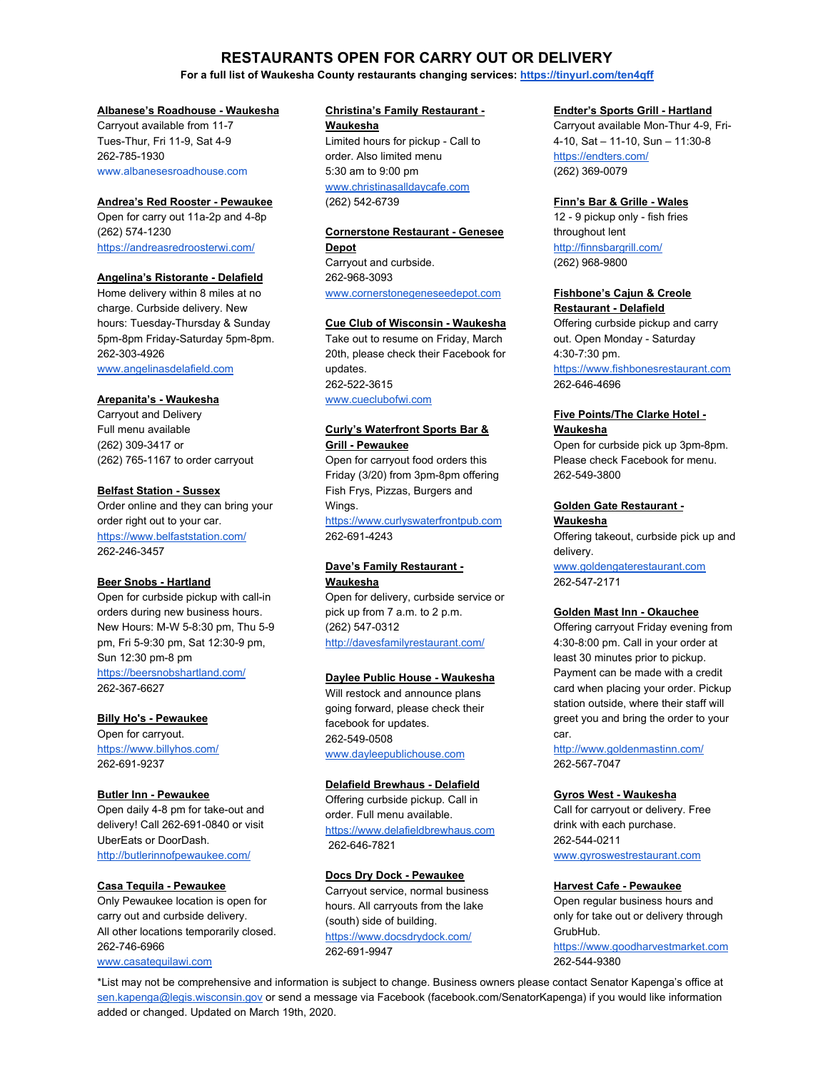# RESTAURANTS OPEN FOR CARRY OUT OR DELIVERY

**For a full list of Waukesha County restaurants changing services: https://tinyurl.com/ten4qff**

**Albanese's Roadhouse - Waukesha**
Carryout available from 11-7
Tues-Thur, Fri 11-9, Sat 4-9
262-785-1930
www.albanesesroadhouse.com

**Andrea's Red Rooster - Pewaukee**
Open for carry out 11a-2p and 4-8p
(262) 574-1230
https://andreasredroosterwi.com/

**Angelina's Ristorante - Delafield**
Home delivery within 8 miles at no charge. Curbside delivery. New hours: Tuesday-Thursday & Sunday 5pm-8pm Friday-Saturday 5pm-8pm.
262-303-4926
www.angelinasdelafield.com

**Arepanita's - Waukesha**
Carryout and Delivery
Full menu available
(262) 309-3417 or
(262) 765-1167 to order carryout

**Belfast Station - Sussex**
Order online and they can bring your order right out to your car.
https://www.belfaststation.com/
262-246-3457

**Beer Snobs - Hartland**
Open for curbside pickup with call-in orders during new business hours.
New Hours: M-W 5-8:30 pm, Thu 5-9 pm, Fri 5-9:30 pm, Sat 12:30-9 pm, Sun 12:30 pm-8 pm
https://beersnobshartland.com/
262-367-6627

**Billy Ho's - Pewaukee**
Open for carryout.
https://www.billyhos.com/
262-691-9237

**Butler Inn - Pewaukee**
Open daily 4-8 pm for take-out and delivery! Call 262-691-0840 or visit UberEats or DoorDash.
http://butlerinnofpewaukee.com/

**Casa Tequila - Pewaukee**
Only Pewaukee location is open for carry out and curbside delivery.
All other locations temporarily closed.
262-746-6966
www.casatequilawi.com

**Christina's Family Restaurant - Waukesha**
Limited hours for pickup - Call to order. Also limited menu
5:30 am to 9:00 pm
www.christinasalldaycafe.com
(262) 542-6739

**Cornerstone Restaurant - Genesee Depot**
Carryout and curbside.
262-968-3093
www.cornerstonegeneseedepot.com

**Cue Club of Wisconsin - Waukesha**
Take out to resume on Friday, March 20th, please check their Facebook for updates.
262-522-3615
www.cueclubofwi.com

**Curly's Waterfront Sports Bar & Grill - Pewaukee**
Open for carryout food orders this Friday (3/20) from 3pm-8pm offering Fish Frys, Pizzas, Burgers and Wings.
https://www.curlyswaterfrontpub.com
262-691-4243

**Dave's Family Restaurant - Waukesha**
Open for delivery, curbside service or pick up from 7 a.m. to 2 p.m.
(262) 547-0312
http://davesfamilyrestaurant.com/

**Daylee Public House - Waukesha**
Will restock and announce plans going forward, please check their facebook for updates.
262-549-0508
www.dayleepublichouse.com

**Delafield Brewhaus - Delafield**
Offering curbside pickup. Call in order. Full menu available.
https://www.delafieldbrewhaus.com
262-646-7821

**Docs Dry Dock - Pewaukee**
Carryout service, normal business hours. All carryouts from the lake (south) side of building.
https://www.docsdrydock.com/
262-691-9947

**Endter's Sports Grill - Hartland**
Carryout available Mon-Thur 4-9, Fri- 4-10, Sat – 11-10, Sun – 11:30-8
https://endters.com/
(262) 369-0079

**Finn's Bar & Grille - Wales**
12 - 9 pickup only - fish fries throughout lent
http://finnsbargrill.com/
(262) 968-9800

**Fishbone's Cajun & Creole Restaurant - Delafield**
Offering curbside pickup and carry out. Open Monday - Saturday 4:30-7:30 pm.
https://www.fishbonesrestaurant.com
262-646-4696

**Five Points/The Clarke Hotel - Waukesha**
Open for curbside pick up 3pm-8pm. Please check Facebook for menu.
262-549-3800

**Golden Gate Restaurant - Waukesha**
Offering takeout, curbside pick up and delivery.
www.goldengaterestaurant.com
262-547-2171

**Golden Mast Inn - Okauchee**
Offering carryout Friday evening from 4:30-8:00 pm. Call in your order at least 30 minutes prior to pickup. Payment can be made with a credit card when placing your order. Pickup station outside, where their staff will greet you and bring the order to your car.
http://www.goldenmastinn.com/
262-567-7047

**Gyros West - Waukesha**
Call for carryout or delivery. Free drink with each purchase.
262-544-0211
www.gyroswestrestaurant.com

**Harvest Cafe - Pewaukee**
Open regular business hours and only for take out or delivery through GrubHub.
https://www.goodharvestmarket.com
262-544-9380

*List may not be comprehensive and information is subject to change. Business owners please contact Senator Kapenga's office at sen.kapenga@legis.wisconsin.gov or send a message via Facebook (facebook.com/SenatorKapenga) if you would like information added or changed. Updated on March 19th, 2020.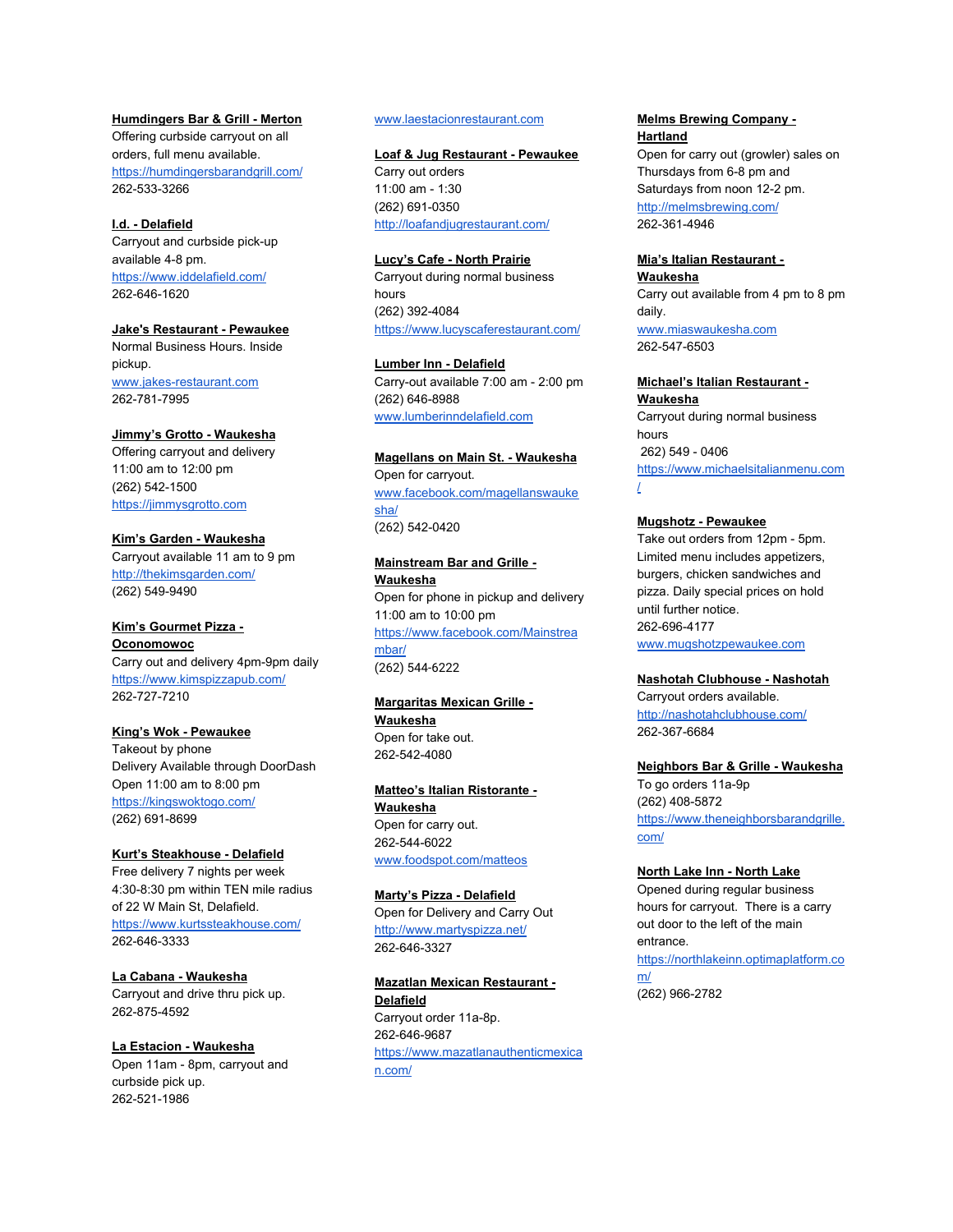**Humdingers Bar & Grill - Merton**
Offering curbside carryout on all orders, full menu available.
https://humdingersbarandgrill.com/
262-533-3266

**I.d. - Delafield**
Carryout and curbside pick-up available 4-8 pm.
https://www.iddelafield.com/
262-646-1620

**Jake's Restaurant - Pewaukee**
Normal Business Hours. Inside pickup.
www.jakes-restaurant.com
262-781-7995

**Jimmy's Grotto - Waukesha**
Offering carryout and delivery
11:00 am to 12:00 pm
(262) 542-1500
https://jimmysgrotto.com

**Kim's Garden - Waukesha**
Carryout available 11 am to 9 pm
http://thekimsgarden.com/
(262) 549-9490

**Kim's Gourmet Pizza - Oconomowoc**
Carry out and delivery 4pm-9pm daily
https://www.kimspizzapub.com/
262-727-7210

**King's Wok - Pewaukee**
Takeout by phone
Delivery Available through DoorDash
Open 11:00 am to 8:00 pm
https://kingswoktogo.com/
(262) 691-8699

**Kurt's Steakhouse - Delafield**
Free delivery 7 nights per week 4:30-8:30 pm within TEN mile radius of 22 W Main St, Delafield.
https://www.kurtssteakhouse.com/
262-646-3333

**La Cabana - Waukesha**
Carryout and drive thru pick up.
262-875-4592

**La Estacion - Waukesha**
Open 11am - 8pm, carryout and curbside pick up.
262-521-1986
www.laestacionrestaurant.com

**Loaf & Jug Restaurant - Pewaukee**
Carry out orders
11:00 am - 1:30
(262) 691-0350
http://loafandjugrestaurant.com/

**Lucy's Cafe - North Prairie**
Carryout during normal business hours
(262) 392-4084
https://www.lucyscaferestaurant.com/

**Lumber Inn - Delafield**
Carry-out available 7:00 am - 2:00 pm
(262) 646-8988
www.lumberinndelafield.com

**Magellans on Main St. - Waukesha**
Open for carryout.
www.facebook.com/magellanswaukesha/
(262) 542-0420

**Mainstream Bar and Grille - Waukesha**
Open for phone in pickup and delivery
11:00 am to 10:00 pm
https://www.facebook.com/Mainstreambar/
(262) 544-6222

**Margaritas Mexican Grille - Waukesha**
Open for take out.
262-542-4080

**Matteo's Italian Ristorante - Waukesha**
Open for carry out.
262-544-6022
www.foodspot.com/matteos

**Marty's Pizza - Delafield**
Open for Delivery and Carry Out
http://www.martyspizza.net/
262-646-3327

**Mazatlan Mexican Restaurant - Delafield**
Carryout order 11a-8p.
262-646-9687
https://www.mazatlanauthenticmexican.com/

**Melms Brewing Company - Hartland**
Open for carry out (growler) sales on Thursdays from 6-8 pm and Saturdays from noon 12-2 pm.
http://melmsbrewing.com/
262-361-4946

**Mia's Italian Restaurant - Waukesha**
Carry out available from 4 pm to 8 pm daily.
www.miaswaukesha.com
262-547-6503

**Michael's Italian Restaurant - Waukesha**
Carryout during normal business hours
262) 549 - 0406
https://www.michaelsitalianmenu.com/

**Mugshotz - Pewaukee**
Take out orders from 12pm - 5pm. Limited menu includes appetizers, burgers, chicken sandwiches and pizza. Daily special prices on hold until further notice.
262-696-4177
www.mugshotzpewaukee.com

**Nashotah Clubhouse - Nashotah**
Carryout orders available.
http://nashotahclubhouse.com/
262-367-6684

**Neighbors Bar & Grille - Waukesha**
To go orders 11a-9p
(262) 408-5872
https://www.theneighborsbarandgrille.com/

**North Lake Inn - North Lake**
Opened during regular business hours for carryout. There is a carry out door to the left of the main entrance.
https://northlakeinn.optimaplatform.com/
(262) 966-2782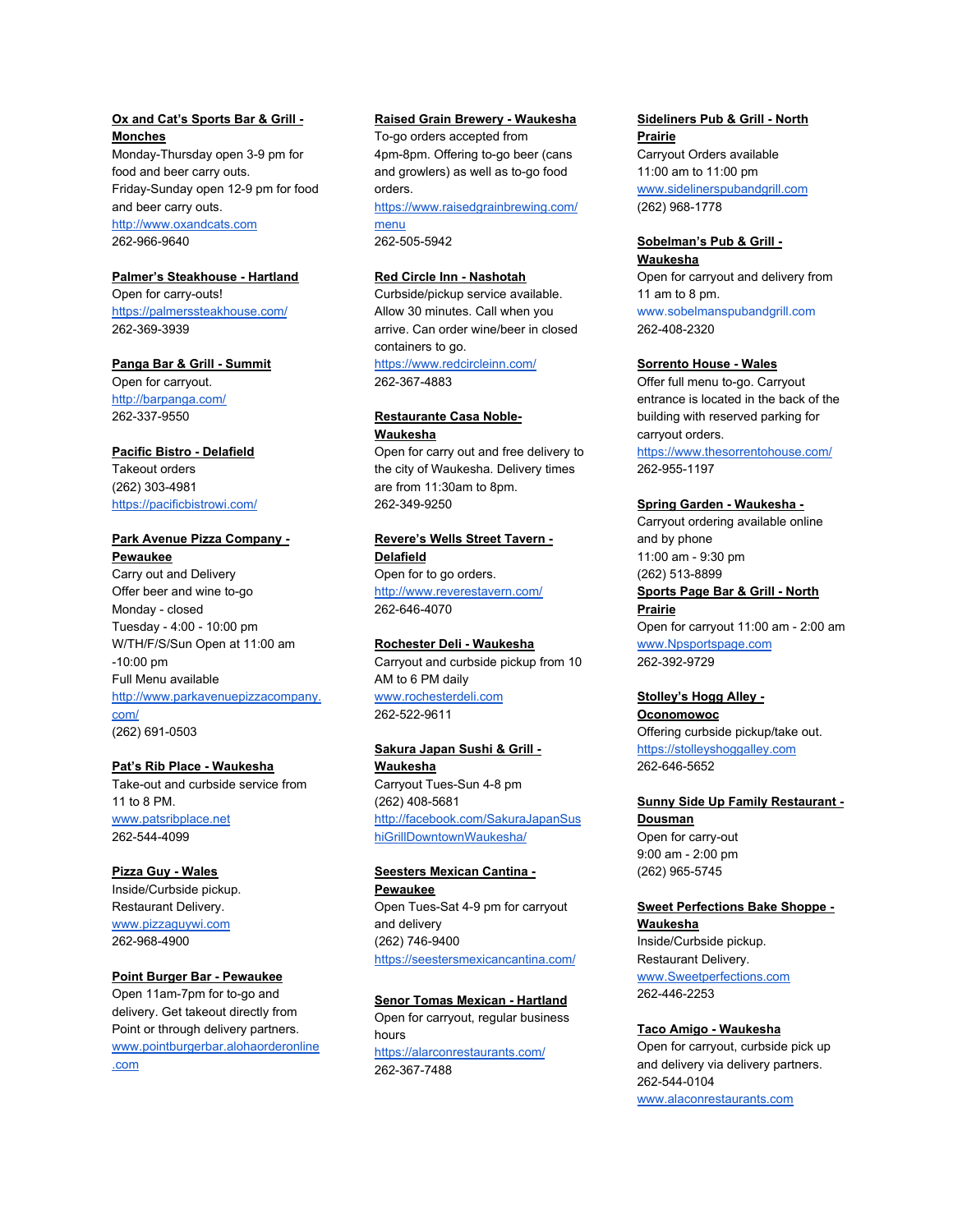**Ox and Cat's Sports Bar & Grill - Monches**
Monday-Thursday open 3-9 pm for food and beer carry outs.
Friday-Sunday open 12-9 pm for food and beer carry outs.
http://www.oxandcats.com
262-966-9640

**Palmer's Steakhouse - Hartland**
Open for carry-outs!
https://palmerssteakhouse.com/
262-369-3939

**Panga Bar & Grill - Summit**
Open for carryout.
http://barpanga.com/
262-337-9550

**Pacific Bistro - Delafield**
Takeout orders
(262) 303-4981
https://pacificbistrowi.com/

**Park Avenue Pizza Company - Pewaukee**
Carry out and Delivery
Offer beer and wine to-go
Monday - closed
Tuesday - 4:00 - 10:00 pm
W/TH/F/S/Sun Open at 11:00 am -10:00 pm
Full Menu available
http://www.parkavenuepizzacompany.com/
(262) 691-0503

**Pat's Rib Place - Waukesha**
Take-out and curbside service from 11 to 8 PM.
www.patsribplace.net
262-544-4099

**Pizza Guy - Wales**
Inside/Curbside pickup.
Restaurant Delivery.
www.pizzaguywi.com
262-968-4900

**Point Burger Bar - Pewaukee**
Open 11am-7pm for to-go and delivery. Get takeout directly from Point or through delivery partners.
www.pointburgerbar.alohaorderonline.com

**Raised Grain Brewery - Waukesha**
To-go orders accepted from 4pm-8pm. Offering to-go beer (cans and growlers) as well as to-go food orders.
https://www.raisedgrainbrewing.com/menu
262-505-5942

**Red Circle Inn - Nashotah**
Curbside/pickup service available. Allow 30 minutes. Call when you arrive. Can order wine/beer in closed containers to go.
https://www.redcircleinn.com/
262-367-4883

**Restaurante Casa Noble- Waukesha**
Open for carry out and free delivery to the city of Waukesha. Delivery times are from 11:30am to 8pm.
262-349-9250

**Revere's Wells Street Tavern - Delafield**
Open for to go orders.
http://www.reverestavern.com/
262-646-4070

**Rochester Deli - Waukesha**
Carryout and curbside pickup from 10 AM to 6 PM daily
www.rochesterdeli.com
262-522-9611

**Sakura Japan Sushi & Grill - Waukesha**
Carryout Tues-Sun 4-8 pm
(262) 408-5681
http://facebook.com/SakuraJapanSushiGrillDowntownWaukesha/

**Seesters Mexican Cantina - Pewaukee**
Open Tues-Sat 4-9 pm for carryout and delivery
(262) 746-9400
https://seestersmexicancantina.com/

**Senor Tomas Mexican - Hartland**
Open for carryout, regular business hours
https://alarconrestaurants.com/
262-367-7488

**Sideliners Pub & Grill - North Prairie**
Carryout Orders available
11:00 am to 11:00 pm
www.sidelinerspubandgrill.com
(262) 968-1778

**Sobelman's Pub & Grill - Waukesha**
Open for carryout and delivery from 11 am to 8 pm.
www.sobelmanspubandgrill.com
262-408-2320

**Sorrento House - Wales**
Offer full menu to-go. Carryout entrance is located in the back of the building with reserved parking for carryout orders.
https://www.thesorrentohouse.com/
262-955-1197

**Spring Garden - Waukesha -**
Carryout ordering available online and by phone
11:00 am - 9:30 pm
(262) 513-8899

**Sports Page Bar & Grill - North Prairie**
Open for carryout 11:00 am - 2:00 am
www.Npsportspage.com
262-392-9729

**Stolley's Hogg Alley - Oconomowoc**
Offering curbside pickup/take out.
https://stolleyshoggalley.com
262-646-5652

**Sunny Side Up Family Restaurant - Dousman**
Open for carry-out
9:00 am - 2:00 pm
(262) 965-5745

**Sweet Perfections Bake Shoppe - Waukesha**
Inside/Curbside pickup.
Restaurant Delivery.
www.Sweetperfections.com
262-446-2253

**Taco Amigo - Waukesha**
Open for carryout, curbside pick up and delivery via delivery partners.
262-544-0104
www.alaconrestaurants.com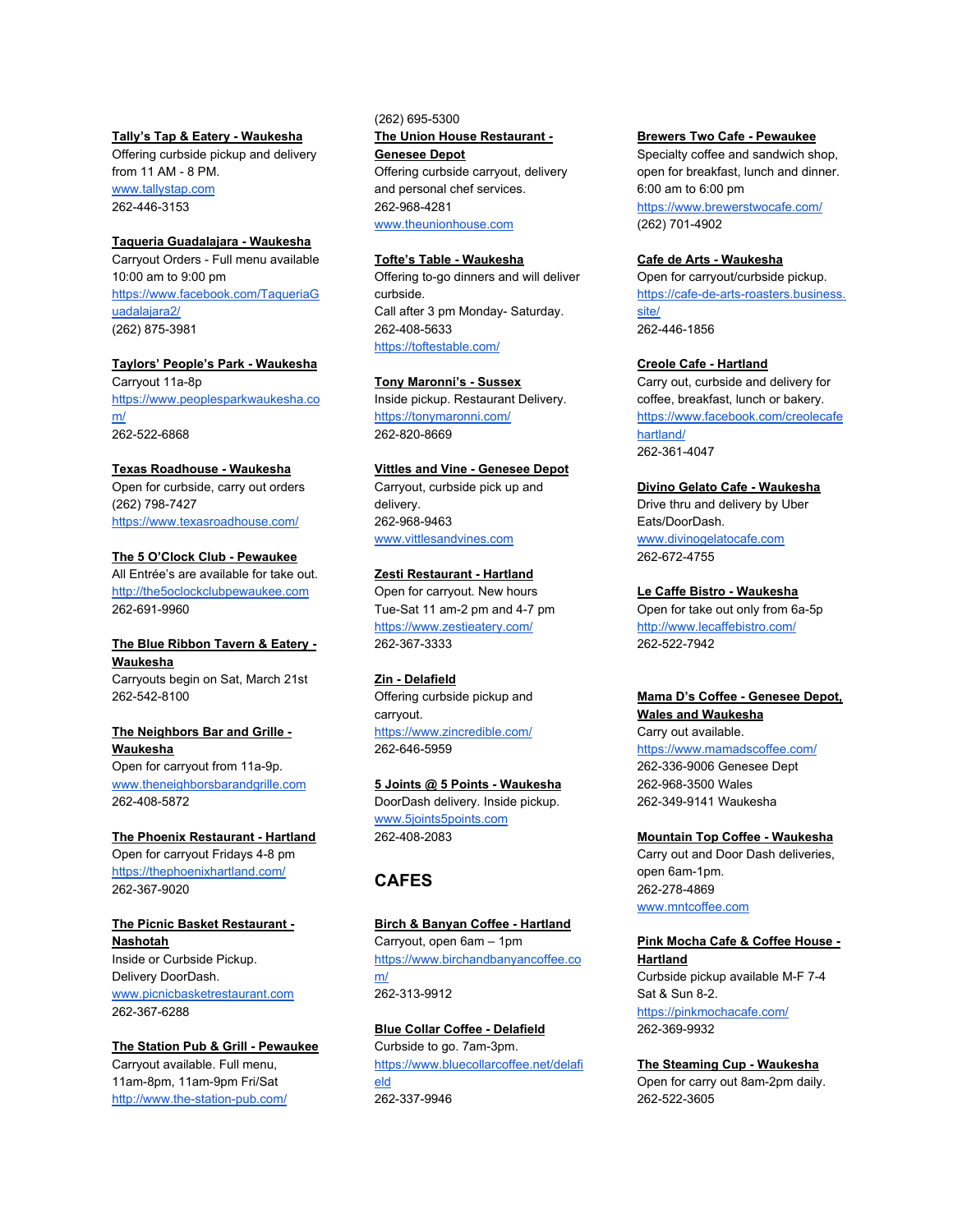**Tally's Tap & Eatery - Waukesha**
Offering curbside pickup and delivery from 11 AM - 8 PM.
www.tallystap.com
262-446-3153

**Taqueria Guadalajara - Waukesha**
Carryout Orders - Full menu available 10:00 am to 9:00 pm
https://www.facebook.com/TaqueriaGuadalajara2/
(262) 875-3981

**Taylors' People's Park - Waukesha**
Carryout 11a-8p
https://www.peoplesparkwaukesha.com/
262-522-6868

**Texas Roadhouse - Waukesha**
Open for curbside, carry out orders
(262) 798-7427
https://www.texasroadhouse.com/

**The 5 O'Clock Club - Pewaukee**
All Entrée's are available for take out.
http://the5oclockclubpewaukee.com
262-691-9960

**The Blue Ribbon Tavern & Eatery - Waukesha**
Carryouts begin on Sat, March 21st
262-542-8100

**The Neighbors Bar and Grille - Waukesha**
Open for carryout from 11a-9p.
www.theneighborsbarandgrille.com
262-408-5872

**The Phoenix Restaurant - Hartland**
Open for carryout Fridays 4-8 pm
https://thephoenixhartland.com/
262-367-9020

**The Picnic Basket Restaurant - Nashotah**
Inside or Curbside Pickup.
Delivery DoorDash.
www.picnicbasketrestaurant.com
262-367-6288

**The Station Pub & Grill - Pewaukee**
Carryout available. Full menu, 11am-8pm, 11am-9pm Fri/Sat
http://www.the-station-pub.com/
(262) 695-5300

**The Union House Restaurant - Genesee Depot**
Offering curbside carryout, delivery and personal chef services.
262-968-4281
www.theunionhouse.com

**Tofte's Table - Waukesha**
Offering to-go dinners and will deliver curbside.
Call after 3 pm Monday- Saturday.
262-408-5633
https://toftestable.com/

**Tony Maronni's - Sussex**
Inside pickup. Restaurant Delivery.
https://tonymaronni.com/
262-820-8669

**Vittles and Vine - Genesee Depot**
Carryout, curbside pick up and delivery.
262-968-9463
www.vittlesandvines.com

**Zesti Restaurant - Hartland**
Open for carryout. New hours Tue-Sat 11 am-2 pm and 4-7 pm
https://www.zestieatery.com/
262-367-3333

**Zin - Delafield**
Offering curbside pickup and carryout.
https://www.zincredible.com/
262-646-5959

**5 Joints @ 5 Points - Waukesha**
DoorDash delivery. Inside pickup.
www.5joints5points.com
262-408-2083

## CAFES

**Birch & Banyan Coffee - Hartland**
Carryout, open 6am – 1pm
https://www.birchandbanyancoffee.com/
262-313-9912

**Blue Collar Coffee - Delafield**
Curbside to go. 7am-3pm.
https://www.bluecollarcoffee.net/delafield
262-337-9946

**Brewers Two Cafe - Pewaukee**
Specialty coffee and sandwich shop, open for breakfast, lunch and dinner. 6:00 am to 6:00 pm
https://www.brewerstwocafe.com/
(262) 701-4902

**Cafe de Arts - Waukesha**
Open for carryout/curbside pickup.
https://cafe-de-arts-roasters.business.site/
262-446-1856

**Creole Cafe - Hartland**
Carry out, curbside and delivery for coffee, breakfast, lunch or bakery.
https://www.facebook.com/creolecafehartland/
262-361-4047

**Divino Gelato Cafe - Waukesha**
Drive thru and delivery by Uber Eats/DoorDash.
www.divinogelatocafe.com
262-672-4755

**Le Caffe Bistro - Waukesha**
Open for take out only from 6a-5p
http://www.lecaffebistro.com/
262-522-7942

**Mama D's Coffee - Genesee Depot, Wales and Waukesha**
Carry out available.
https://www.mamadscoffee.com/
262-336-9006 Genesee Dept
262-968-3500 Wales
262-349-9141 Waukesha

**Mountain Top Coffee - Waukesha**
Carry out and Door Dash deliveries, open 6am-1pm.
262-278-4869
www.mntcoffee.com

**Pink Mocha Cafe & Coffee House - Hartland**
Curbside pickup available M-F 7-4 Sat & Sun 8-2.
https://pinkmochacafe.com/
262-369-9932

**The Steaming Cup - Waukesha**
Open for carry out 8am-2pm daily.
262-522-3605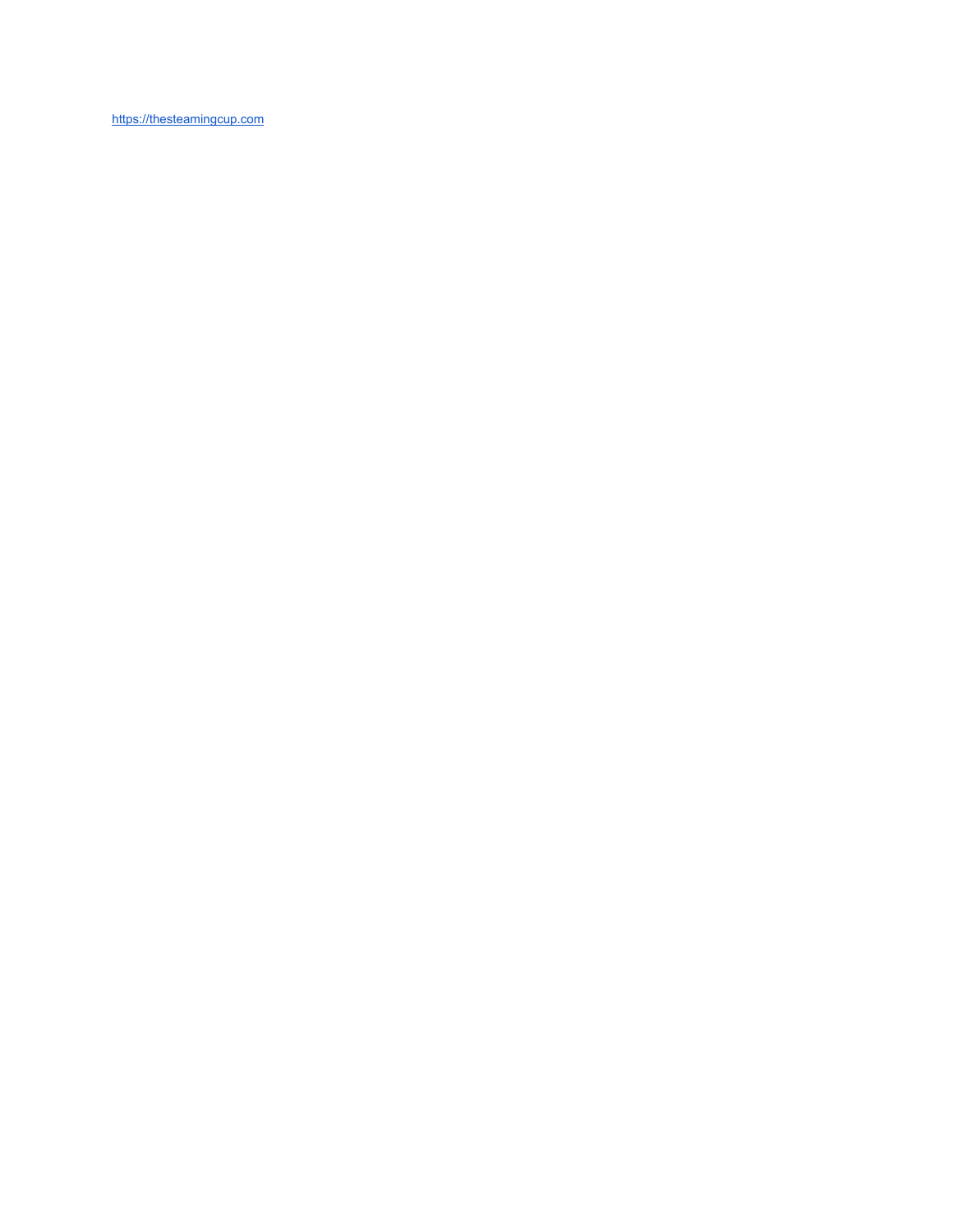https://thesteamingcup.com